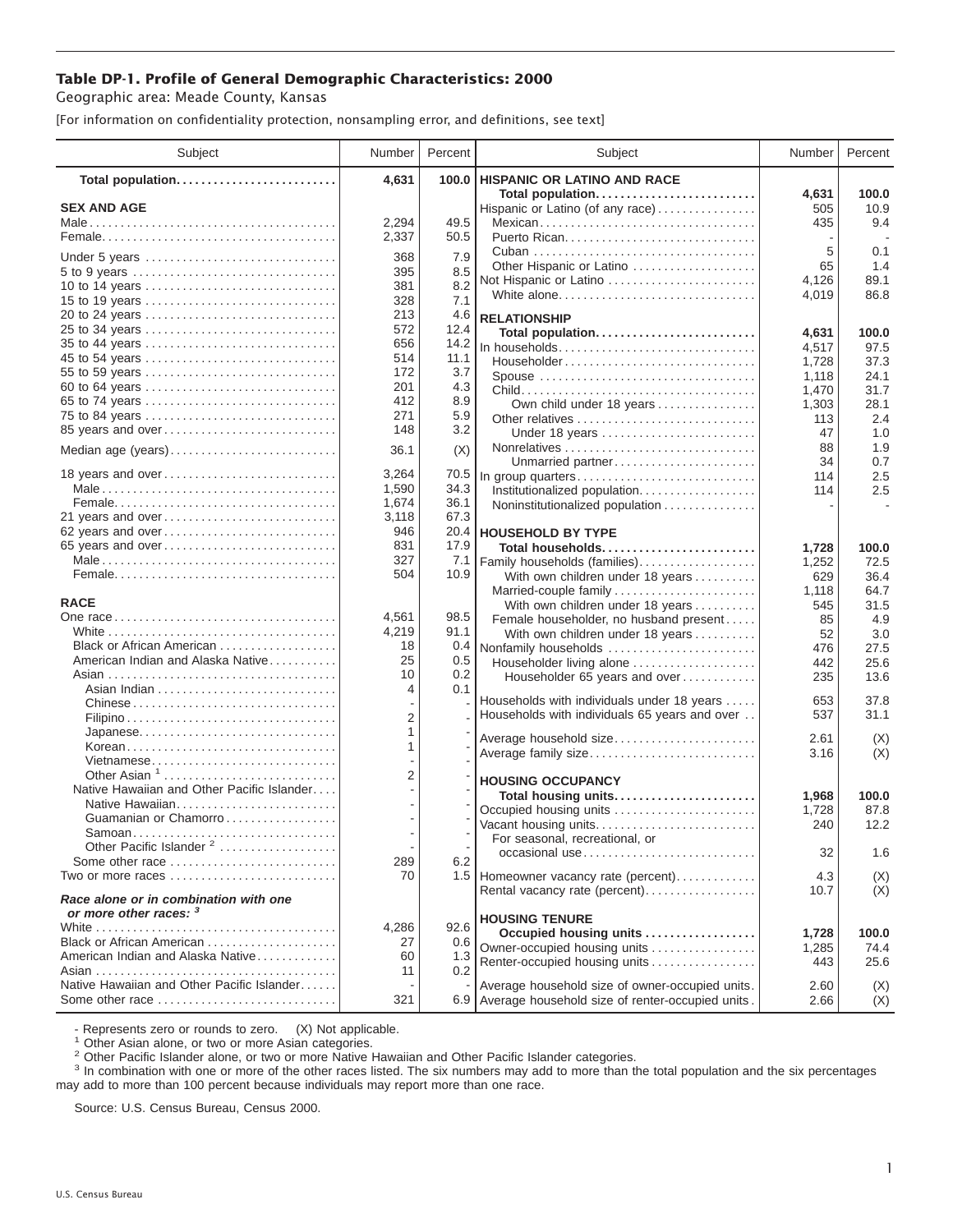# Table DP-1. Profile of General Demographic Characteristics: 2000

Geographic area: Meade County, Kansas

[For information on confidentiality protection, nonsampling error, and definitions, see text]

| Subject | Number | Percent |
|---|---|---|
| **Total population** | **4,631** | **100.0** |
| **SEX AND AGE** | | |
| Male | 2,294 | 49.5 |
| Female | 2,337 | 50.5 |
| Under 5 years | 368 | 7.9 |
| 5 to 9 years | 395 | 8.5 |
| 10 to 14 years | 381 | 8.2 |
| 15 to 19 years | 328 | 7.1 |
| 20 to 24 years | 213 | 4.6 |
| 25 to 34 years | 572 | 12.4 |
| 35 to 44 years | 656 | 14.2 |
| 45 to 54 years | 514 | 11.1 |
| 55 to 59 years | 172 | 3.7 |
| 60 to 64 years | 201 | 4.3 |
| 65 to 74 years | 412 | 8.9 |
| 75 to 84 years | 271 | 5.9 |
| 85 years and over | 148 | 3.2 |
| Median age (years) | 36.1 | (X) |
| 18 years and over | 3,264 | 70.5 |
| Male | 1,590 | 34.3 |
| Female | 1,674 | 36.1 |
| 21 years and over | 3,118 | 67.3 |
| 62 years and over | 946 | 20.4 |
| 65 years and over | 831 | 17.9 |
| Male | 327 | 7.1 |
| Female | 504 | 10.9 |
| **RACE** | | |
| One race | 4,561 | 98.5 |
| White | 4,219 | 91.1 |
| Black or African American | 18 | 0.4 |
| American Indian and Alaska Native | 25 | 0.5 |
| Asian | 10 | 0.2 |
| Asian Indian | 4 | 0.1 |
| Chinese | - | - |
| Filipino | 2 | - |
| Japanese | 1 | - |
| Korean | 1 | - |
| Vietnamese | - | - |
| Other Asian [1] | 2 | - |
| Native Hawaiian and Other Pacific Islander | - | - |
| Native Hawaiian | - | - |
| Guamanian or Chamorro | - | - |
| Samoan | - | - |
| Other Pacific Islander [2] | - | - |
| Some other race | 289 | 6.2 |
| Two or more races | 70 | 1.5 |
| ***Race alone or in combination with one or more other races:*** [3] | | |
| White | 4,286 | 92.6 |
| Black or African American | 27 | 0.6 |
| American Indian and Alaska Native | 60 | 1.3 |
| Asian | 11 | 0.2 |
| Native Hawaiian and Other Pacific Islander | - | - |
| Some other race | 321 | 6.9 |

| Subject | Number | Percent |
|---|---|---|
| **HISPANIC OR LATINO AND RACE** | | |
| **Total population** | **4,631** | **100.0** |
| Hispanic or Latino (of any race) | 505 | 10.9 |
| Mexican | 435 | 9.4 |
| Puerto Rican | - | - |
| Cuban | 5 | 0.1 |
| Other Hispanic or Latino | 65 | 1.4 |
| Not Hispanic or Latino | 4,126 | 89.1 |
| White alone | 4,019 | 86.8 |
| **RELATIONSHIP** | | |
| **Total population** | **4,631** | **100.0** |
| In households | 4,517 | 97.5 |
| Householder | 1,728 | 37.3 |
| Spouse | 1,118 | 24.1 |
| Child | 1,470 | 31.7 |
| Own child under 18 years | 1,303 | 28.1 |
| Other relatives | 113 | 2.4 |
| Under 18 years | 47 | 1.0 |
| Nonrelatives | 88 | 1.9 |
| Unmarried partner | 34 | 0.7 |
| In group quarters | 114 | 2.5 |
| Institutionalized population | 114 | 2.5 |
| Noninstitutionalized population | - | - |
| **HOUSEHOLD BY TYPE** | | |
| **Total households** | **1,728** | **100.0** |
| Family households (families) | 1,252 | 72.5 |
| With own children under 18 years | 629 | 36.4 |
| Married-couple family | 1,118 | 64.7 |
| With own children under 18 years | 545 | 31.5 |
| Female householder, no husband present | 85 | 4.9 |
| With own children under 18 years | 52 | 3.0 |
| Nonfamily households | 476 | 27.5 |
| Householder living alone | 442 | 25.6 |
| Householder 65 years and over | 235 | 13.6 |
| Households with individuals under 18 years | 653 | 37.8 |
| Households with individuals 65 years and over | 537 | 31.1 |
| Average household size | 2.61 | (X) |
| Average family size | 3.16 | (X) |
| **HOUSING OCCUPANCY** | | |
| **Total housing units** | **1,968** | **100.0** |
| Occupied housing units | 1,728 | 87.8 |
| Vacant housing units | 240 | 12.2 |
| For seasonal, recreational, or occasional use | 32 | 1.6 |
| Homeowner vacancy rate (percent) | 4.3 | (X) |
| Rental vacancy rate (percent) | 10.7 | (X) |
| **HOUSING TENURE** | | |
| **Occupied housing units** | **1,728** | **100.0** |
| Owner-occupied housing units | 1,285 | 74.4 |
| Renter-occupied housing units | 443 | 25.6 |
| Average household size of owner-occupied units | 2.60 | (X) |
| Average household size of renter-occupied units | 2.66 | (X) |

- Represents zero or rounds to zero. (X) Not applicable.

[1] Other Asian alone, or two or more Asian categories.

[2] Other Pacific Islander alone, or two or more Native Hawaiian and Other Pacific Islander categories.

[3] In combination with one or more of the other races listed. The six numbers may add to more than the total population and the six percentages may add to more than 100 percent because individuals may report more than one race.

Source: U.S. Census Bureau, Census 2000.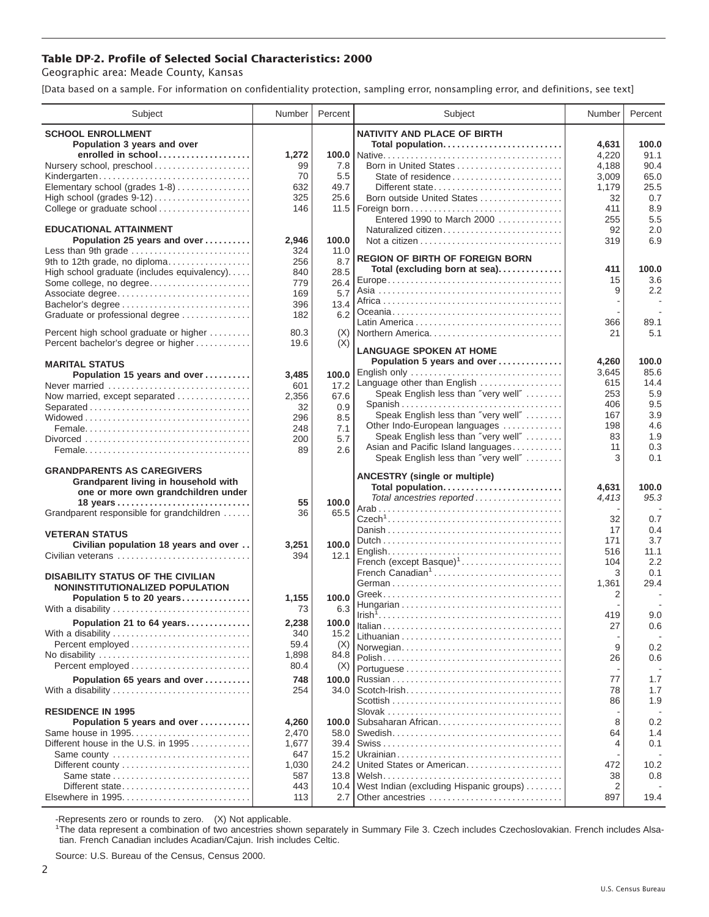## Table DP-2. Profile of Selected Social Characteristics: 2000

Geographic area: Meade County, Kansas

[Data based on a sample. For information on confidentiality protection, sampling error, nonsampling error, and definitions, see text]

| Subject | Number | Percent |
|---|---|---|
| **SCHOOL ENROLLMENT** | | |
| **Population 3 years and over enrolled in school** | **1,272** | **100.0** |
| Nursery school, preschool | 99 | 7.8 |
| Kindergarten | 70 | 5.5 |
| Elementary school (grades 1-8) | 632 | 49.7 |
| High school (grades 9-12) | 325 | 25.6 |
| College or graduate school | 146 | 11.5 |
| **EDUCATIONAL ATTAINMENT** | | |
| **Population 25 years and over** | **2,946** | **100.0** |
| Less than 9th grade | 324 | 11.0 |
| 9th to 12th grade, no diploma | 256 | 8.7 |
| High school graduate (includes equivalency) | 840 | 28.5 |
| Some college, no degree | 779 | 26.4 |
| Associate degree | 169 | 5.7 |
| Bachelor's degree | 396 | 13.4 |
| Graduate or professional degree | 182 | 6.2 |
| Percent high school graduate or higher | 80.3 | (X) |
| Percent bachelor's degree or higher | 19.6 | (X) |
| **MARITAL STATUS** | | |
| **Population 15 years and over** | **3,485** | **100.0** |
| Never married | 601 | 17.2 |
| Now married, except separated | 2,356 | 67.6 |
| Separated | 32 | 0.9 |
| Widowed | 296 | 8.5 |
| Female | 248 | 7.1 |
| Divorced | 200 | 5.7 |
| Female | 89 | 2.6 |
| **GRANDPARENTS AS CAREGIVERS** | | |
| **Grandparent living in household with one or more own grandchildren under 18 years** | **55** | **100.0** |
| Grandparent responsible for grandchildren | 36 | 65.5 |
| **VETERAN STATUS** | | |
| **Civilian population 18 years and over** | **3,251** | **100.0** |
| Civilian veterans | 394 | 12.1 |
| **DISABILITY STATUS OF THE CIVILIAN NONINSTITUTIONALIZED POPULATION** | | |
| **Population 5 to 20 years** | **1,155** | **100.0** |
| With a disability | 73 | 6.3 |
| **Population 21 to 64 years** | **2,238** | **100.0** |
| With a disability | 340 | 15.2 |
| Percent employed | 59.4 | (X) |
| No disability | 1,898 | 84.8 |
| Percent employed | 80.4 | (X) |
| **Population 65 years and over** | **748** | **100.0** |
| With a disability | 254 | 34.0 |
| **RESIDENCE IN 1995** | | |
| **Population 5 years and over** | **4,260** | **100.0** |
| Same house in 1995 | 2,470 | 58.0 |
| Different house in the U.S. in 1995 | 1,677 | 39.4 |
| Same county | 647 | 15.2 |
| Different county | 1,030 | 24.2 |
| Same state | 587 | 13.8 |
| Different state | 443 | 10.4 |
| Elsewhere in 1995 | 113 | 2.7 |

| Subject | Number | Percent |
|---|---|---|
| **NATIVITY AND PLACE OF BIRTH** | | |
| **Total population** | **4,631** | **100.0** |
| Native | 4,220 | 91.1 |
| Born in United States | 4,188 | 90.4 |
| State of residence | 3,009 | 65.0 |
| Different state | 1,179 | 25.5 |
| Born outside United States | 32 | 0.7 |
| Foreign born | 411 | 8.9 |
| Entered 1990 to March 2000 | 255 | 5.5 |
| Naturalized citizen | 92 | 2.0 |
| Not a citizen | 319 | 6.9 |
| **REGION OF BIRTH OF FOREIGN BORN** | | |
| **Total (excluding born at sea)** | **411** | **100.0** |
| Europe | 15 | 3.6 |
| Asia | 9 | 2.2 |
| Africa | - | - |
| Oceania | - | - |
| Latin America | 366 | 89.1 |
| Northern America | 21 | 5.1 |
| **LANGUAGE SPOKEN AT HOME** | | |
| **Population 5 years and over** | **4,260** | **100.0** |
| English only | 3,645 | 85.6 |
| Language other than English | 615 | 14.4 |
| Speak English less than "very well" | 253 | 5.9 |
| Spanish | 406 | 9.5 |
| Speak English less than "very well" | 167 | 3.9 |
| Other Indo-European languages | 198 | 4.6 |
| Speak English less than "very well" | 83 | 1.9 |
| Asian and Pacific Island languages | 11 | 0.3 |
| Speak English less than "very well" | 3 | 0.1 |
| **ANCESTRY (single or multiple)** | | |
| **Total population** | **4,631** | **100.0** |
| *Total ancestries reported* | *4,413* | *95.3* |
| Arab | - | - |
| Czech[1] | 32 | 0.7 |
| Danish | 17 | 0.4 |
| Dutch | 171 | 3.7 |
| English | 516 | 11.1 |
| French (except Basque)[1] | 104 | 2.2 |
| French Canadian[1] | 3 | 0.1 |
| German | 1,361 | 29.4 |
| Greek | 2 | - |
| Hungarian | - | - |
| Irish[1] | 419 | 9.0 |
| Italian | 27 | 0.6 |
| Lithuanian | - | - |
| Norwegian | 9 | 0.2 |
| Polish | 26 | 0.6 |
| Portuguese | - | - |
| Russian | 77 | 1.7 |
| Scotch-Irish | 78 | 1.7 |
| Scottish | 86 | 1.9 |
| Slovak | - | - |
| Subsaharan African | 8 | 0.2 |
| Swedish | 64 | 1.4 |
| Swiss | 4 | 0.1 |
| Ukrainian | - | - |
| United States or American | 472 | 10.2 |
| Welsh | 38 | 0.8 |
| West Indian (excluding Hispanic groups) | 2 | - |
| Other ancestries | 897 | 19.4 |

-Represents zero or rounds to zero. (X) Not applicable.

[1]The data represent a combination of two ancestries shown separately in Summary File 3. Czech includes Czechoslovakian. French includes Alsatian. French Canadian includes Acadian/Cajun. Irish includes Celtic.

Source: U.S. Bureau of the Census, Census 2000.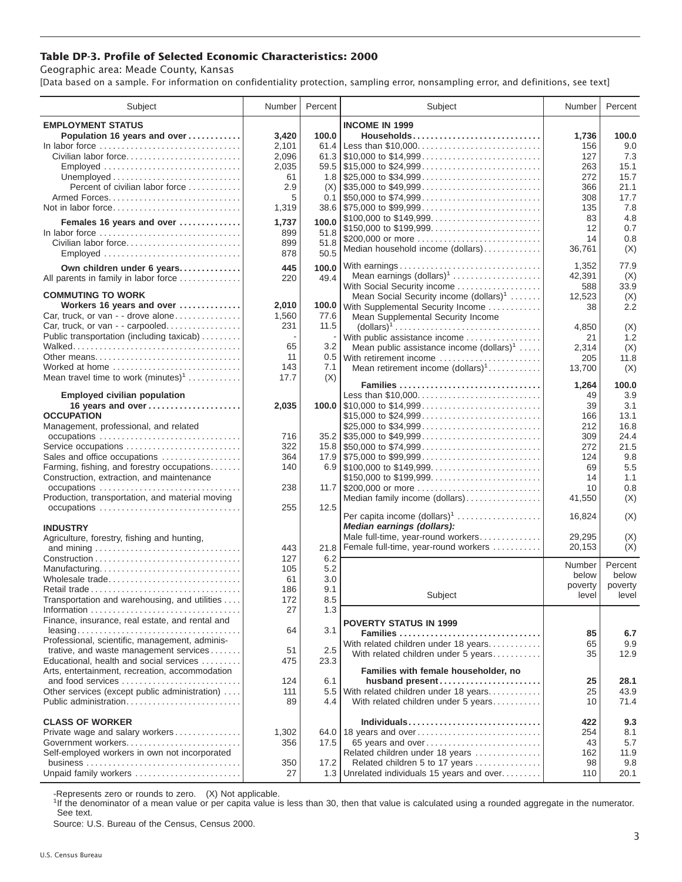### Table DP-3. Profile of Selected Economic Characteristics: 2000

Geographic area: Meade County, Kansas

[Data based on a sample. For information on confidentiality protection, sampling error, nonsampling error, and definitions, see text]

| Subject | Number | Percent |
|---|---|---|
| **EMPLOYMENT STATUS** | | |
| **Population 16 years and over** | **3,420** | **100.0** |
| In labor force | 2,101 | 61.4 |
| Civilian labor force | 2,096 | 61.3 |
| Employed | 2,035 | 59.5 |
| Unemployed | 61 | 1.8 |
| Percent of civilian labor force | 2.9 | (X) |
| Armed Forces | 5 | 0.1 |
| Not in labor force | 1,319 | 38.6 |
| **Females 16 years and over** | **1,737** | **100.0** |
| In labor force | 899 | 51.8 |
| Civilian labor force | 899 | 51.8 |
| Employed | 878 | 50.5 |
| **Own children under 6 years** | **445** | **100.0** |
| All parents in family in labor force | 220 | 49.4 |
| **COMMUTING TO WORK** | | |
| **Workers 16 years and over** | **2,010** | **100.0** |
| Car, truck, or van - - drove alone | 1,560 | 77.6 |
| Car, truck, or van - - carpooled | 231 | 11.5 |
| Public transportation (including taxicab) | - | - |
| Walked | 65 | 3.2 |
| Other means | 11 | 0.5 |
| Worked at home | 143 | 7.1 |
| Mean travel time to work (minutes)[1] | 17.7 | (X) |
| **Employed civilian population 16 years and over** | **2,035** | **100.0** |
| **OCCUPATION** | | |
| Management, professional, and related occupations | 716 | 35.2 |
| Service occupations | 322 | 15.8 |
| Sales and office occupations | 364 | 17.9 |
| Farming, fishing, and forestry occupations | 140 | 6.9 |
| Construction, extraction, and maintenance occupations | 238 | 11.7 |
| Production, transportation, and material moving occupations | 255 | 12.5 |
| **INDUSTRY** | | |
| Agriculture, forestry, fishing and hunting, and mining | 443 | 21.8 |
| Construction | 127 | 6.2 |
| Manufacturing | 105 | 5.2 |
| Wholesale trade | 61 | 3.0 |
| Retail trade | 186 | 9.1 |
| Transportation and warehousing, and utilities | 172 | 8.5 |
| Information | 27 | 1.3 |
| Finance, insurance, real estate, and rental and leasing | 64 | 3.1 |
| Professional, scientific, management, administrative, and waste management services | 51 | 2.5 |
| Educational, health and social services | 475 | 23.3 |
| Arts, entertainment, recreation, accommodation and food services | 124 | 6.1 |
| Other services (except public administration) | 111 | 5.5 |
| Public administration | 89 | 4.4 |
| **CLASS OF WORKER** | | |
| Private wage and salary workers | 1,302 | 64.0 |
| Government workers | 356 | 17.5 |
| Self-employed workers in own not incorporated business | 350 | 17.2 |
| Unpaid family workers | 27 | 1.3 |

| Subject | Number | Percent |
|---|---|---|
| **INCOME IN 1999** | | |
| **Households** | **1,736** | **100.0** |
| Less than $10,000 | 156 | 9.0 |
| $10,000 to $14,999 | 127 | 7.3 |
| $15,000 to $24,999 | 263 | 15.1 |
| $25,000 to $34,999 | 272 | 15.7 |
| $35,000 to $49,999 | 366 | 21.1 |
| $50,000 to $74,999 | 308 | 17.7 |
| $75,000 to $99,999 | 135 | 7.8 |
| $100,000 to $149,999 | 83 | 4.8 |
| $150,000 to $199,999 | 12 | 0.7 |
| $200,000 or more | 14 | 0.8 |
| Median household income (dollars) | 36,761 | (X) |
| With earnings | 1,352 | 77.9 |
| Mean earnings (dollars)[1] | 42,391 | (X) |
| With Social Security income | 588 | 33.9 |
| Mean Social Security income (dollars)[1] | 12,523 | (X) |
| With Supplemental Security Income | 38 | 2.2 |
| Mean Supplemental Security Income (dollars)[1] | 4,850 | (X) |
| With public assistance income | 21 | 1.2 |
| Mean public assistance income (dollars)[1] | 2,314 | (X) |
| With retirement income | 205 | 11.8 |
| Mean retirement income (dollars)[1] | 13,700 | (X) |
| **Families** | **1,264** | **100.0** |
| Less than $10,000 | 49 | 3.9 |
| $10,000 to $14,999 | 39 | 3.1 |
| $15,000 to $24,999 | 166 | 13.1 |
| $25,000 to $34,999 | 212 | 16.8 |
| $35,000 to $49,999 | 309 | 24.4 |
| $50,000 to $74,999 | 272 | 21.5 |
| $75,000 to $99,999 | 124 | 9.8 |
| $100,000 to $149,999 | 69 | 5.5 |
| $150,000 to $199,999 | 14 | 1.1 |
| $200,000 or more | 10 | 0.8 |
| Median family income (dollars) | 41,550 | (X) |
| Per capita income (dollars)[1] | 16,824 | (X) |
| ***Median earnings (dollars):*** | | |
| Male full-time, year-round workers | 29,295 | (X) |
| Female full-time, year-round workers | 20,153 | (X) |

| Subject | Number below poverty level | Percent below poverty level |
|---|---|---|
| **POVERTY STATUS IN 1999** | | |
| **Families** | **85** | **6.7** |
| With related children under 18 years | 65 | 9.9 |
| With related children under 5 years | 35 | 12.9 |
| **Families with female householder, no husband present** | **25** | **28.1** |
| With related children under 18 years | 25 | 43.9 |
| With related children under 5 years | 10 | 71.4 |
| **Individuals** | **422** | **9.3** |
| 18 years and over | 254 | 8.1 |
| 65 years and over | 43 | 5.7 |
| Related children under 18 years | 162 | 11.9 |
| Related children 5 to 17 years | 98 | 9.8 |
| Unrelated individuals 15 years and over | 110 | 20.1 |

-Represents zero or rounds to zero. (X) Not applicable.

[1]If the denominator of a mean value or per capita value is less than 30, then that value is calculated using a rounded aggregate in the numerator. See text.

Source: U.S. Bureau of the Census, Census 2000.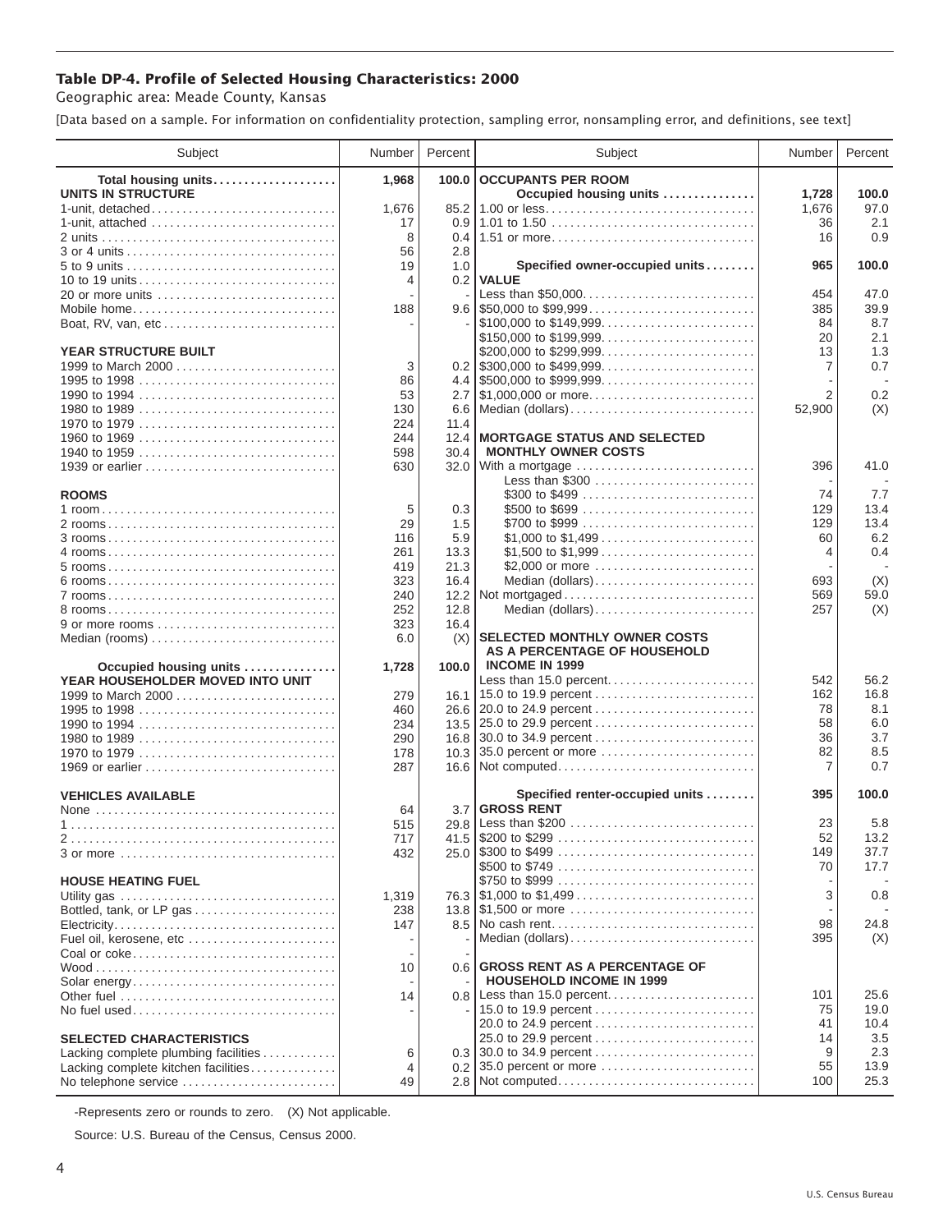## Table DP-4. Profile of Selected Housing Characteristics: 2000

Geographic area: Meade County, Kansas

[Data based on a sample. For information on confidentiality protection, sampling error, nonsampling error, and definitions, see text]

| Subject | Number | Percent | Subject | Number | Percent |
|---|---|---|---|---|---|
| **Total housing units** | **1,968** | **100.0** | **OCCUPANTS PER ROOM** | | |
| **UNITS IN STRUCTURE** | | | **Occupied housing units** | **1,728** | **100.0** |
| 1-unit, detached | 1,676 | 85.2 | 1.00 or less | 1,676 | 97.0 |
| 1-unit, attached | 17 | 0.9 | 1.01 to 1.50 | 36 | 2.1 |
| 2 units | 8 | 0.4 | 1.51 or more | 16 | 0.9 |
| 3 or 4 units | 56 | 2.8 | | | |
| 5 to 9 units | 19 | 1.0 | **Specified owner-occupied units** | **965** | **100.0** |
| 10 to 19 units | 4 | 0.2 | **VALUE** | | |
| 20 or more units | - | - | Less than $50,000 | 454 | 47.0 |
| Mobile home | 188 | 9.6 | $50,000 to $99,999 | 385 | 39.9 |
| Boat, RV, van, etc | - | - | $100,000 to $149,999 | 84 | 8.7 |
| | | | $150,000 to $199,999 | 20 | 2.1 |
| **YEAR STRUCTURE BUILT** | | | $200,000 to $299,999 | 13 | 1.3 |
| 1999 to March 2000 | 3 | 0.2 | $300,000 to $499,999 | 7 | 0.7 |
| 1995 to 1998 | 86 | 4.4 | $500,000 to $999,999 | - | - |
| 1990 to 1994 | 53 | 2.7 | $1,000,000 or more | 2 | 0.2 |
| 1980 to 1989 | 130 | 6.6 | Median (dollars) | 52,900 | (X) |
| 1970 to 1979 | 224 | 11.4 | | | |
| 1960 to 1969 | 244 | 12.4 | **MORTGAGE STATUS AND SELECTED MONTHLY OWNER COSTS** | | |
| 1940 to 1959 | 598 | 30.4 | | | |
| 1939 or earlier | 630 | 32.0 | With a mortgage | 396 | 41.0 |
| | | | Less than $300 | - | - |
| **ROOMS** | | | $300 to $499 | 74 | 7.7 |
| 1 room | 5 | 0.3 | $500 to $699 | 129 | 13.4 |
| 2 rooms | 29 | 1.5 | $700 to $999 | 129 | 13.4 |
| 3 rooms | 116 | 5.9 | $1,000 to $1,499 | 60 | 6.2 |
| 4 rooms | 261 | 13.3 | $1,500 to $1,999 | 4 | 0.4 |
| 5 rooms | 419 | 21.3 | $2,000 or more | - | - |
| 6 rooms | 323 | 16.4 | Median (dollars) | 693 | (X) |
| 7 rooms | 240 | 12.2 | Not mortgaged | 569 | 59.0 |
| 8 rooms | 252 | 12.8 | Median (dollars) | 257 | (X) |
| 9 or more rooms | 323 | 16.4 | | | |
| Median (rooms) | 6.0 | (X) | **SELECTED MONTHLY OWNER COSTS AS A PERCENTAGE OF HOUSEHOLD INCOME IN 1999** | | |
| **Occupied housing units** | **1,728** | **100.0** | | | |
| **YEAR HOUSEHOLDER MOVED INTO UNIT** | | | Less than 15.0 percent | 542 | 56.2 |
| 1999 to March 2000 | 279 | 16.1 | 15.0 to 19.9 percent | 162 | 16.8 |
| 1995 to 1998 | 460 | 26.6 | 20.0 to 24.9 percent | 78 | 8.1 |
| 1990 to 1994 | 234 | 13.5 | 25.0 to 29.9 percent | 58 | 6.0 |
| 1980 to 1989 | 290 | 16.8 | 30.0 to 34.9 percent | 36 | 3.7 |
| 1970 to 1979 | 178 | 10.3 | 35.0 percent or more | 82 | 8.5 |
| 1969 or earlier | 287 | 16.6 | Not computed | 7 | 0.7 |
| | | | | | |
| **VEHICLES AVAILABLE** | | | **Specified renter-occupied units** | **395** | **100.0** |
| None | 64 | 3.7 | **GROSS RENT** | | |
| 1 | 515 | 29.8 | Less than $200 | 23 | 5.8 |
| 2 | 717 | 41.5 | $200 to $299 | 52 | 13.2 |
| 3 or more | 432 | 25.0 | $300 to $499 | 149 | 37.7 |
| | | | $500 to $749 | 70 | 17.7 |
| **HOUSE HEATING FUEL** | | | $750 to $999 | - | - |
| Utility gas | 1,319 | 76.3 | $1,000 to $1,499 | 3 | 0.8 |
| Bottled, tank, or LP gas | 238 | 13.8 | $1,500 or more | - | - |
| Electricity | 147 | 8.5 | No cash rent | 98 | 24.8 |
| Fuel oil, kerosene, etc | - | - | Median (dollars) | 395 | (X) |
| Coal or coke | - | - | | | |
| Wood | 10 | 0.6 | **GROSS RENT AS A PERCENTAGE OF HOUSEHOLD INCOME IN 1999** | | |
| Solar energy | - | - | | | |
| Other fuel | 14 | 0.8 | Less than 15.0 percent | 101 | 25.6 |
| No fuel used | - | - | 15.0 to 19.9 percent | 75 | 19.0 |
| | | | 20.0 to 24.9 percent | 41 | 10.4 |
| **SELECTED CHARACTERISTICS** | | | 25.0 to 29.9 percent | 14 | 3.5 |
| Lacking complete plumbing facilities | 6 | 0.3 | 30.0 to 34.9 percent | 9 | 2.3 |
| Lacking complete kitchen facilities | 4 | 0.2 | 35.0 percent or more | 55 | 13.9 |
| No telephone service | 49 | 2.8 | Not computed | 100 | 25.3 |

-Represents zero or rounds to zero. (X) Not applicable.

Source: U.S. Bureau of the Census, Census 2000.